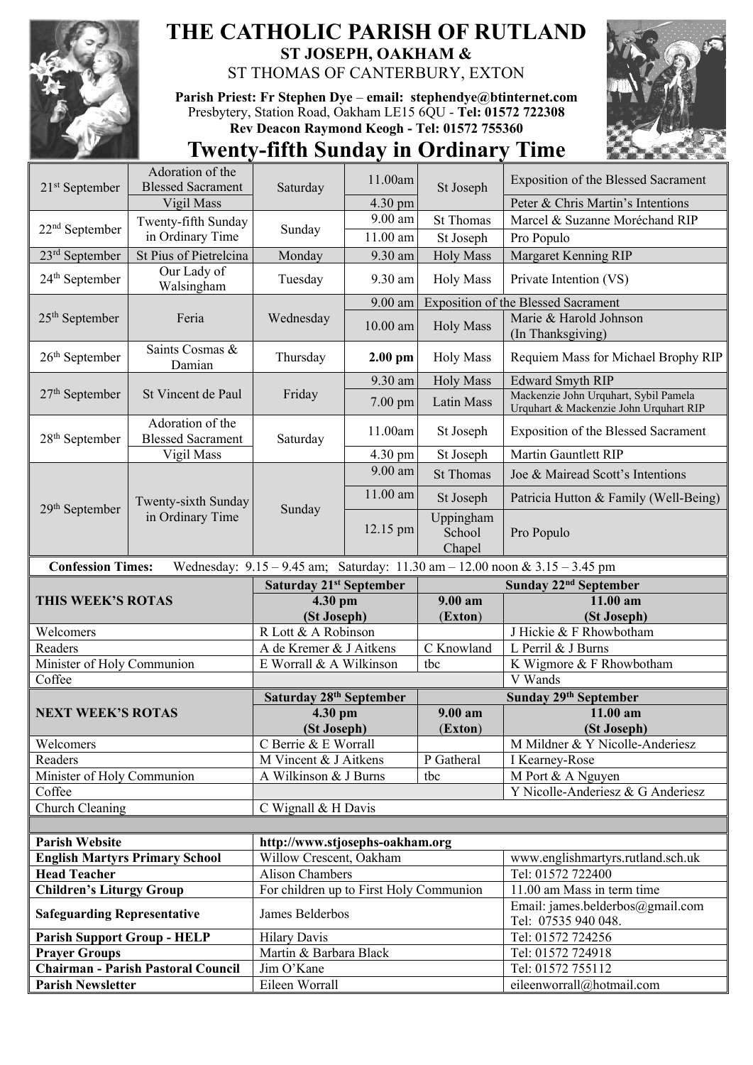# THE CATHOLIC PARISH OF RUTLAND

## ST JOSEPH, OAKHAM &

## ST THOMAS OF CANTERBURY, EXTON

**Parish Priest: Fr Stephen Dye – email: stephendye@btinternet.com**
Presbytery, Station Road, Oakham LE15 6QU - **Tel: 01572 722308**
**Rev Deacon Raymond Keogh - Tel: 01572 755360**

# Twenty-fifth Sunday in Ordinary Time

| Date | Feast | Day | Time | Place | Intention |
|---|---|---|---|---|---|
| 21st September | Adoration of the Blessed Sacrament | Saturday | 11.00am | St Joseph | Exposition of the Blessed Sacrament |
| | Vigil Mass | | 4.30 pm | | Peter & Chris Martin's Intentions |
| 22nd September | Twenty-fifth Sunday in Ordinary Time | Sunday | 9.00 am | St Thomas | Marcel & Suzanne Moréchand RIP |
| | | | 11.00 am | St Joseph | Pro Populo |
| 23rd September | St Pius of Pietrelcina | Monday | 9.30 am | Holy Mass | Margaret Kenning RIP |
| 24th September | Our Lady of Walsingham | Tuesday | 9.30 am | Holy Mass | Private Intention (VS) |
| 25th September | Feria | Wednesday | 9.00 am | Exposition of the Blessed Sacrament | |
| | | | 10.00 am | Holy Mass | Marie & Harold Johnson (In Thanksgiving) |
| 26th September | Saints Cosmas & Damian | Thursday | **2.00 pm** | Holy Mass | Requiem Mass for Michael Brophy RIP |
| 27th September | St Vincent de Paul | Friday | 9.30 am | Holy Mass | Edward Smyth RIP |
| | | | 7.00 pm | Latin Mass | Mackenzie John Urquhart, Sybil Pamela Urquhart & Mackenzie John Urquhart RIP |
| 28th September | Adoration of the Blessed Sacrament | Saturday | 11.00am | St Joseph | Exposition of the Blessed Sacrament |
| | Vigil Mass | | 4.30 pm | St Joseph | Martin Gauntlett RIP |
| 29th September | Twenty-sixth Sunday in Ordinary Time | Sunday | 9.00 am | St Thomas | Joe & Mairead Scott's Intentions |
| | | | 11.00 am | St Joseph | Patricia Hutton & Family (Well-Being) |
| | | | 12.15 pm | Uppingham School Chapel | Pro Populo |

**Confession Times:** Wednesday: 9.15 – 9.45 am; Saturday: 11.30 am – 12.00 noon & 3.15 – 3.45 pm

| **THIS WEEK'S ROTAS** | **Saturday 21st September 4.30 pm (St Joseph)** | **Sunday 22nd September 9.00 am (Exton)** | **Sunday 22nd September 11.00 am (St Joseph)** |
|---|---|---|---|
| Welcomers | R Lott & A Robinson | | J Hickie & F Rhowbotham |
| Readers | A de Kremer & J Aitkens | C Knowland | L Perril & J Burns |
| Minister of Holy Communion | E Worrall & A Wilkinson | tbc | K Wigmore & F Rhowbotham |
| Coffee | | | V Wands |

| **NEXT WEEK'S ROTAS** | **Saturday 28th September 4.30 pm (St Joseph)** | **Sunday 29th September 9.00 am (Exton)** | **Sunday 29th September 11.00 am (St Joseph)** |
|---|---|---|---|
| Welcomers | C Berrie & E Worrall | | M Mildner & Y Nicolle-Anderiesz |
| Readers | M Vincent & J Aitkens | P Gatheral | I Kearney-Rose |
| Minister of Holy Communion | A Wilkinson & J Burns | tbc | M Port & A Nguyen |
| Coffee | | | Y Nicolle-Anderiesz & G Anderiesz |
| Church Cleaning | C Wignall & H Davis | | |

| | | |
|---|---|---|
| **Parish Website** | **http://www.stjosephs-oakham.org** | |
| **English Martyrs Primary School** | Willow Crescent, Oakham | www.englishmartyrs.rutland.sch.uk |
| **Head Teacher** | Alison Chambers | Tel: 01572 722400 |
| **Children's Liturgy Group** | For children up to First Holy Communion | 11.00 am Mass in term time |
| **Safeguarding Representative** | James Belderbos | Email: james.belderbos@gmail.com Tel: 07535 940 048. |
| **Parish Support Group - HELP** | Hilary Davis | Tel: 01572 724256 |
| **Prayer Groups** | Martin & Barbara Black | Tel: 01572 724918 |
| **Chairman - Parish Pastoral Council** | Jim O'Kane | Tel: 01572 755112 |
| **Parish Newsletter** | Eileen Worrall | eileenworrall@hotmail.com |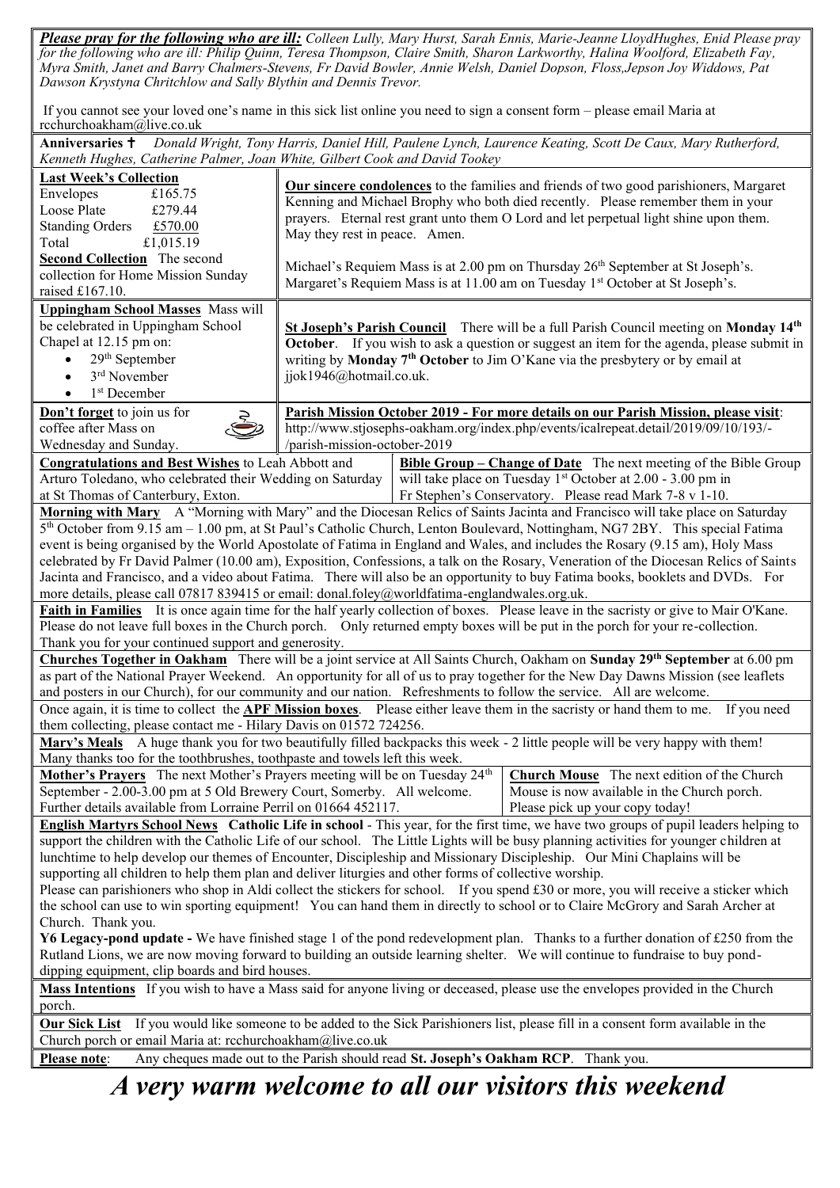***Please pray for the following who are ill:*** *Colleen Lully, Mary Hurst, Sarah Ennis, Marie-Jeanne LloydHughes, Enid Please pray for the following who are ill: Philip Quinn, Teresa Thompson, Claire Smith, Sharon Larkworthy, Halina Woolford, Elizabeth Fay, Myra Smith, Janet and Barry Chalmers-Stevens, Fr David Bowler, Annie Welsh, Daniel Dopson, Floss,Jepson Joy Widdows, Pat Dawson Krystyna Chritchlow and Sally Blythin and Dennis Trevor.*

If you cannot see your loved one's name in this sick list online you need to sign a consent form – please email Maria at rcchurchoakham@live.co.uk

**Anniversaries ✝** *Donald Wright, Tony Harris, Daniel Hill, Paulene Lynch, Laurence Keating, Scott De Caux, Mary Rutherford, Kenneth Hughes, Catherine Palmer, Joan White, Gilbert Cook and David Tookey*

**Last Week's Collection**

| | |
|---|---|
| Envelopes | £165.75 |
| Loose Plate | £279.44 |
| Standing Orders | £570.00 |
| Total | £1,015.19 |

**Second Collection** The second collection for Home Mission Sunday raised £167.10.

**Our sincere condolences** to the families and friends of two good parishioners, Margaret Kenning and Michael Brophy who both died recently. Please remember them in your prayers. Eternal rest grant unto them O Lord and let perpetual light shine upon them. May they rest in peace. Amen.

Michael's Requiem Mass is at 2.00 pm on Thursday 26th September at St Joseph's. Margaret's Requiem Mass is at 11.00 am on Tuesday 1st October at St Joseph's.

**Uppingham School Masses** Mass will be celebrated in Uppingham School Chapel at 12.15 pm on:

- 29th September
- 3rd November
- 1st December

**St Joseph's Parish Council** There will be a full Parish Council meeting on **Monday 14th October**. If you wish to ask a question or suggest an item for the agenda, please submit in writing by **Monday 7th October** to Jim O'Kane via the presbytery or by email at jjok1946@hotmail.co.uk.

**Don't forget** to join us for coffee after Mass on Wednesday and Sunday.

**Parish Mission October 2019 - For more details on our Parish Mission, please visit**: http://www.stjosephs-oakham.org/index.php/events/icalrepeat.detail/2019/09/10/193/-/parish-mission-october-2019

**Congratulations and Best Wishes** to Leah Abbott and Arturo Toledano, who celebrated their Wedding on Saturday at St Thomas of Canterbury, Exton.

**Bible Group – Change of Date** The next meeting of the Bible Group will take place on Tuesday 1st October at 2.00 - 3.00 pm in Fr Stephen's Conservatory. Please read Mark 7-8 v 1-10.

**Morning with Mary** A "Morning with Mary" and the Diocesan Relics of Saints Jacinta and Francisco will take place on Saturday 5th October from 9.15 am – 1.00 pm, at St Paul's Catholic Church, Lenton Boulevard, Nottingham, NG7 2BY. This special Fatima event is being organised by the World Apostolate of Fatima in England and Wales, and includes the Rosary (9.15 am), Holy Mass celebrated by Fr David Palmer (10.00 am), Exposition, Confessions, a talk on the Rosary, Veneration of the Diocesan Relics of Saints Jacinta and Francisco, and a video about Fatima. There will also be an opportunity to buy Fatima books, booklets and DVDs. For more details, please call 07817 839415 or email: donal.foley@worldfatima-englandwales.org.uk.

**Faith in Families** It is once again time for the half yearly collection of boxes. Please leave in the sacristy or give to Mair O'Kane. Please do not leave full boxes in the Church porch. Only returned empty boxes will be put in the porch for your re-collection. Thank you for your continued support and generosity.

**Churches Together in Oakham** There will be a joint service at All Saints Church, Oakham on **Sunday 29th September** at 6.00 pm as part of the National Prayer Weekend. An opportunity for all of us to pray together for the New Day Dawns Mission (see leaflets and posters in our Church), for our community and our nation. Refreshments to follow the service. All are welcome.

Once again, it is time to collect the **APF Mission boxes**. Please either leave them in the sacristy or hand them to me. If you need them collecting, please contact me - Hilary Davis on 01572 724256.

**Mary's Meals** A huge thank you for two beautifully filled backpacks this week - 2 little people will be very happy with them! Many thanks too for the toothbrushes, toothpaste and towels left this week.

**Mother's Prayers** The next Mother's Prayers meeting will be on Tuesday 24th September - 2.00-3.00 pm at 5 Old Brewery Court, Somerby. All welcome. Further details available from Lorraine Perril on 01664 452117.

**Church Mouse** The next edition of the Church Mouse is now available in the Church porch. Please pick up your copy today!

**English Martyrs School News Catholic Life in school** - This year, for the first time, we have two groups of pupil leaders helping to support the children with the Catholic Life of our school. The Little Lights will be busy planning activities for younger children at lunchtime to help develop our themes of Encounter, Discipleship and Missionary Discipleship. Our Mini Chaplains will be supporting all children to help them plan and deliver liturgies and other forms of collective worship.

Please can parishioners who shop in Aldi collect the stickers for school. If you spend £30 or more, you will receive a sticker which the school can use to win sporting equipment! You can hand them in directly to school or to Claire McGrory and Sarah Archer at Church. Thank you.

**Y6 Legacy-pond update -** We have finished stage 1 of the pond redevelopment plan. Thanks to a further donation of £250 from the Rutland Lions, we are now moving forward to building an outside learning shelter. We will continue to fundraise to buy pond-dipping equipment, clip boards and bird houses.

**Mass Intentions** If you wish to have a Mass said for anyone living or deceased, please use the envelopes provided in the Church porch.

**Our Sick List** If you would like someone to be added to the Sick Parishioners list, please fill in a consent form available in the Church porch or email Maria at: rcchurchoakham@live.co.uk

**Please note**: Any cheques made out to the Parish should read **St. Joseph's Oakham RCP**. Thank you.

# *A very warm welcome to all our visitors this weekend*